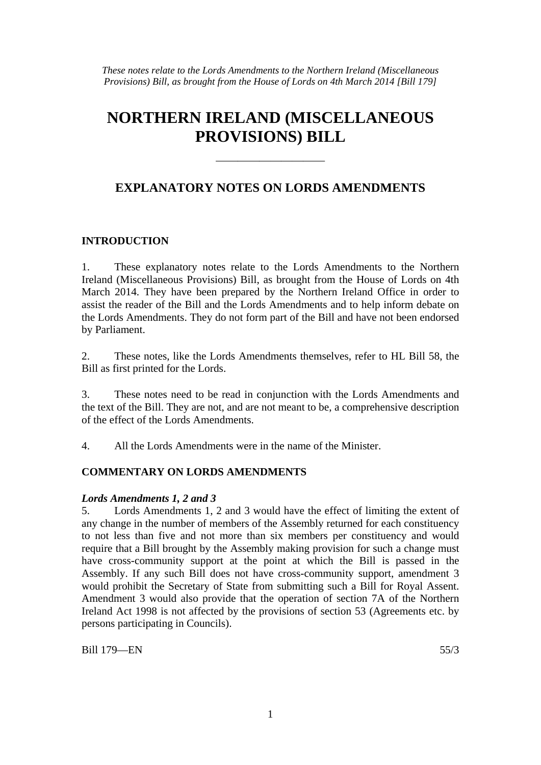*These notes relate to the Lords Amendments to the Northern Ireland (Miscellaneous Provisions) Bill, as brought from the House of Lords on 4th March 2014 [Bill 179]*

# NORTHERN IRELAND (MISCELLANEOUS PROVISIONS) BILL

---

## EXPLANATORY NOTES ON LORDS AMENDMENTS

### INTRODUCTION

1. These explanatory notes relate to the Lords Amendments to the Northern Ireland (Miscellaneous Provisions) Bill, as brought from the House of Lords on 4th March 2014. They have been prepared by the Northern Ireland Office in order to assist the reader of the Bill and the Lords Amendments and to help inform debate on the Lords Amendments. They do not form part of the Bill and have not been endorsed by Parliament.

2. These notes, like the Lords Amendments themselves, refer to HL Bill 58, the Bill as first printed for the Lords.

3. These notes need to be read in conjunction with the Lords Amendments and the text of the Bill. They are not, and are not meant to be, a comprehensive description of the effect of the Lords Amendments.

4. All the Lords Amendments were in the name of the Minister.

### COMMENTARY ON LORDS AMENDMENTS

#### *Lords Amendments 1, 2 and 3*

5. Lords Amendments 1, 2 and 3 would have the effect of limiting the extent of any change in the number of members of the Assembly returned for each constituency to not less than five and not more than six members per constituency and would require that a Bill brought by the Assembly making provision for such a change must have cross-community support at the point at which the Bill is passed in the Assembly. If any such Bill does not have cross-community support, amendment 3 would prohibit the Secretary of State from submitting such a Bill for Royal Assent. Amendment 3 would also provide that the operation of section 7A of the Northern Ireland Act 1998 is not affected by the provisions of section 53 (Agreements etc. by persons participating in Councils).

Bill 179—EN 55/3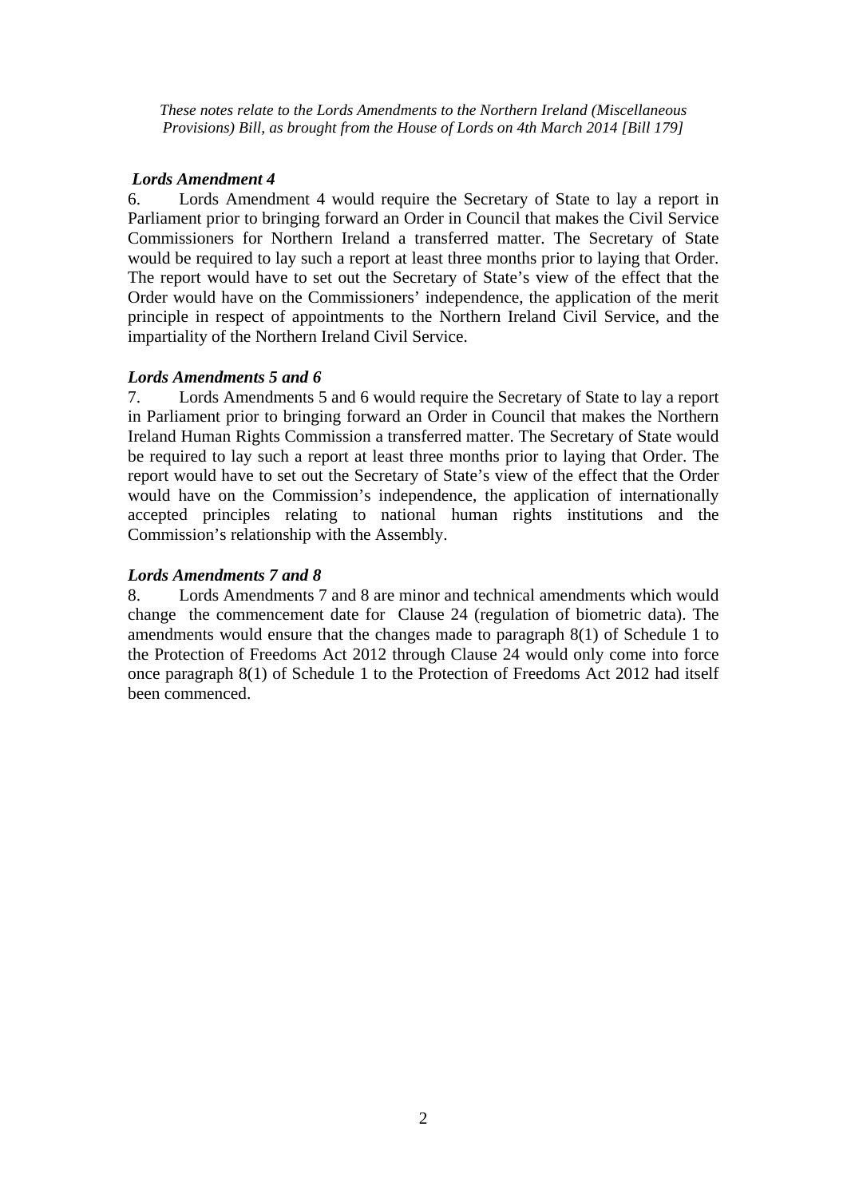*These notes relate to the Lords Amendments to the Northern Ireland (Miscellaneous Provisions) Bill, as brought from the House of Lords on 4th March 2014 [Bill 179]*

### *Lords Amendment 4*

6. Lords Amendment 4 would require the Secretary of State to lay a report in Parliament prior to bringing forward an Order in Council that makes the Civil Service Commissioners for Northern Ireland a transferred matter. The Secretary of State would be required to lay such a report at least three months prior to laying that Order. The report would have to set out the Secretary of State's view of the effect that the Order would have on the Commissioners' independence, the application of the merit principle in respect of appointments to the Northern Ireland Civil Service, and the impartiality of the Northern Ireland Civil Service.

### *Lords Amendments 5 and 6*

7. Lords Amendments 5 and 6 would require the Secretary of State to lay a report in Parliament prior to bringing forward an Order in Council that makes the Northern Ireland Human Rights Commission a transferred matter. The Secretary of State would be required to lay such a report at least three months prior to laying that Order. The report would have to set out the Secretary of State's view of the effect that the Order would have on the Commission's independence, the application of internationally accepted principles relating to national human rights institutions and the Commission's relationship with the Assembly.

### *Lords Amendments 7 and 8*

8. Lords Amendments 7 and 8 are minor and technical amendments which would change the commencement date for Clause 24 (regulation of biometric data). The amendments would ensure that the changes made to paragraph 8(1) of Schedule 1 to the Protection of Freedoms Act 2012 through Clause 24 would only come into force once paragraph 8(1) of Schedule 1 to the Protection of Freedoms Act 2012 had itself been commenced.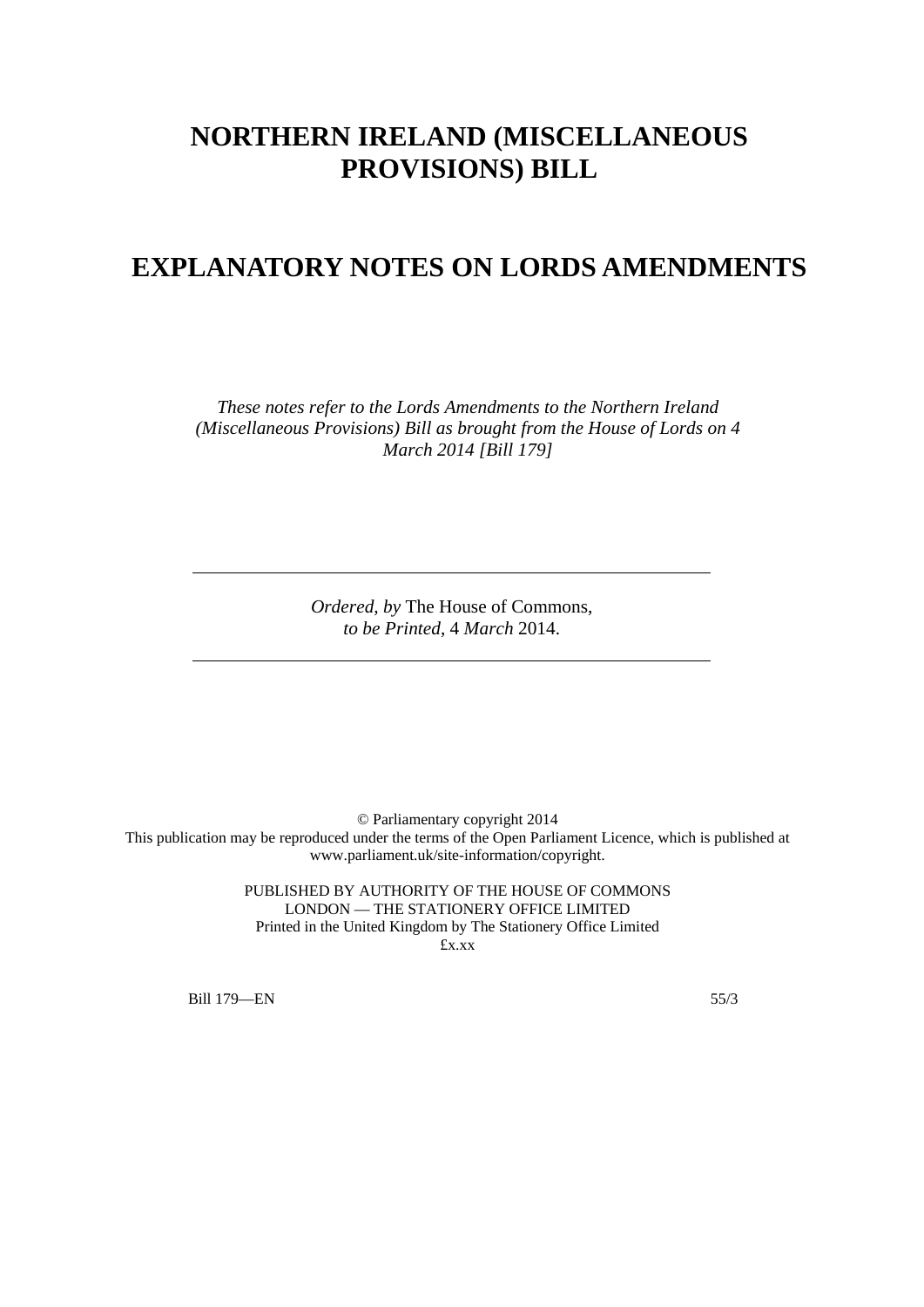# NORTHERN IRELAND (MISCELLANEOUS PROVISIONS) BILL

# EXPLANATORY NOTES ON LORDS AMENDMENTS

*These notes refer to the Lords Amendments to the Northern Ireland (Miscellaneous Provisions) Bill as brought from the House of Lords on 4 March 2014 [Bill 179]*

---

*Ordered, by* The House of Commons, *to be Printed,* 4 *March* 2014.

---

© Parliamentary copyright 2014
This publication may be reproduced under the terms of the Open Parliament Licence, which is published at www.parliament.uk/site-information/copyright.

PUBLISHED BY AUTHORITY OF THE HOUSE OF COMMONS
LONDON — THE STATIONERY OFFICE LIMITED
Printed in the United Kingdom by The Stationery Office Limited
£x.xx

Bill 179—EN 55/3